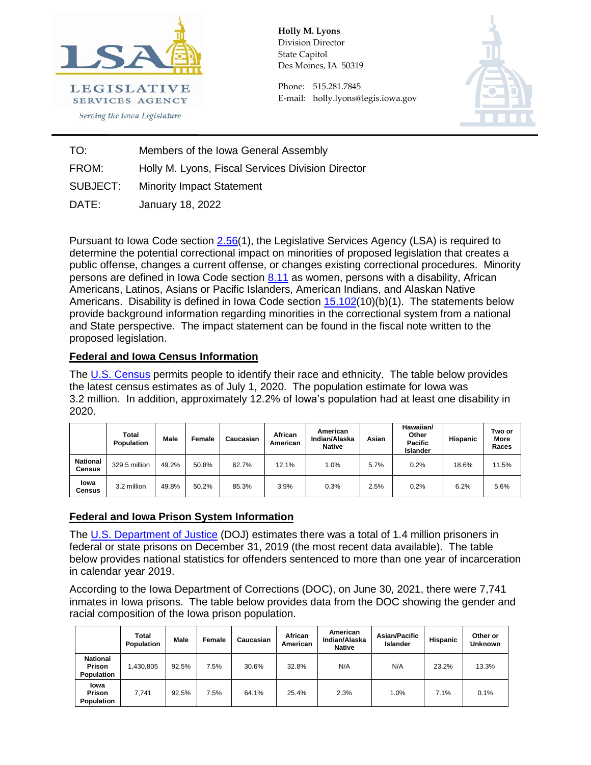**LSA**
**LEGISLATIVE SERVICES AGENCY**
*Serving the Iowa Legislature*

**Holly M. Lyons**
Division Director
State Capitol
Des Moines, IA 50319

Phone: 515.281.7845
E-mail: holly.lyons@legis.iowa.gov

---

TO: Members of the Iowa General Assembly

FROM: Holly M. Lyons, Fiscal Services Division Director

SUBJECT: Minority Impact Statement

DATE: January 18, 2022

Pursuant to Iowa Code section 2.56(1), the Legislative Services Agency (LSA) is required to determine the potential correctional impact on minorities of proposed legislation that creates a public offense, changes a current offense, or changes existing correctional procedures. Minority persons are defined in Iowa Code section 8.11 as women, persons with a disability, African Americans, Latinos, Asians or Pacific Islanders, American Indians, and Alaskan Native Americans. Disability is defined in Iowa Code section 15.102(10)(b)(1). The statements below provide background information regarding minorities in the correctional system from a national and State perspective. The impact statement can be found in the fiscal note written to the proposed legislation.

## Federal and Iowa Census Information

The U.S. Census permits people to identify their race and ethnicity. The table below provides the latest census estimates as of July 1, 2020. The population estimate for Iowa was 3.2 million. In addition, approximately 12.2% of Iowa's population had at least one disability in 2020.

| | Total Population | Male | Female | Caucasian | African American | American Indian/Alaska Native | Asian | Hawaiian/ Other Pacific Islander | Hispanic | Two or More Races |
|---|---|---|---|---|---|---|---|---|---|---|
| National Census | 329.5 million | 49.2% | 50.8% | 62.7% | 12.1% | 1.0% | 5.7% | 0.2% | 18.6% | 11.5% |
| Iowa Census | 3.2 million | 49.8% | 50.2% | 85.3% | 3.9% | 0.3% | 2.5% | 0.2% | 6.2% | 5.6% |

## Federal and Iowa Prison System Information

The U.S. Department of Justice (DOJ) estimates there was a total of 1.4 million prisoners in federal or state prisons on December 31, 2019 (the most recent data available). The table below provides national statistics for offenders sentenced to more than one year of incarceration in calendar year 2019.

According to the Iowa Department of Corrections (DOC), on June 30, 2021, there were 7,741 inmates in Iowa prisons. The table below provides data from the DOC showing the gender and racial composition of the Iowa prison population.

| | Total Population | Male | Female | Caucasian | African American | American Indian/Alaska Native | Asian/Pacific Islander | Hispanic | Other or Unknown |
|---|---|---|---|---|---|---|---|---|---|
| National Prison Population | 1,430,805 | 92.5% | 7.5% | 30.6% | 32.8% | N/A | N/A | 23.2% | 13.3% |
| Iowa Prison Population | 7,741 | 92.5% | 7.5% | 64.1% | 25.4% | 2.3% | 1.0% | 7.1% | 0.1% |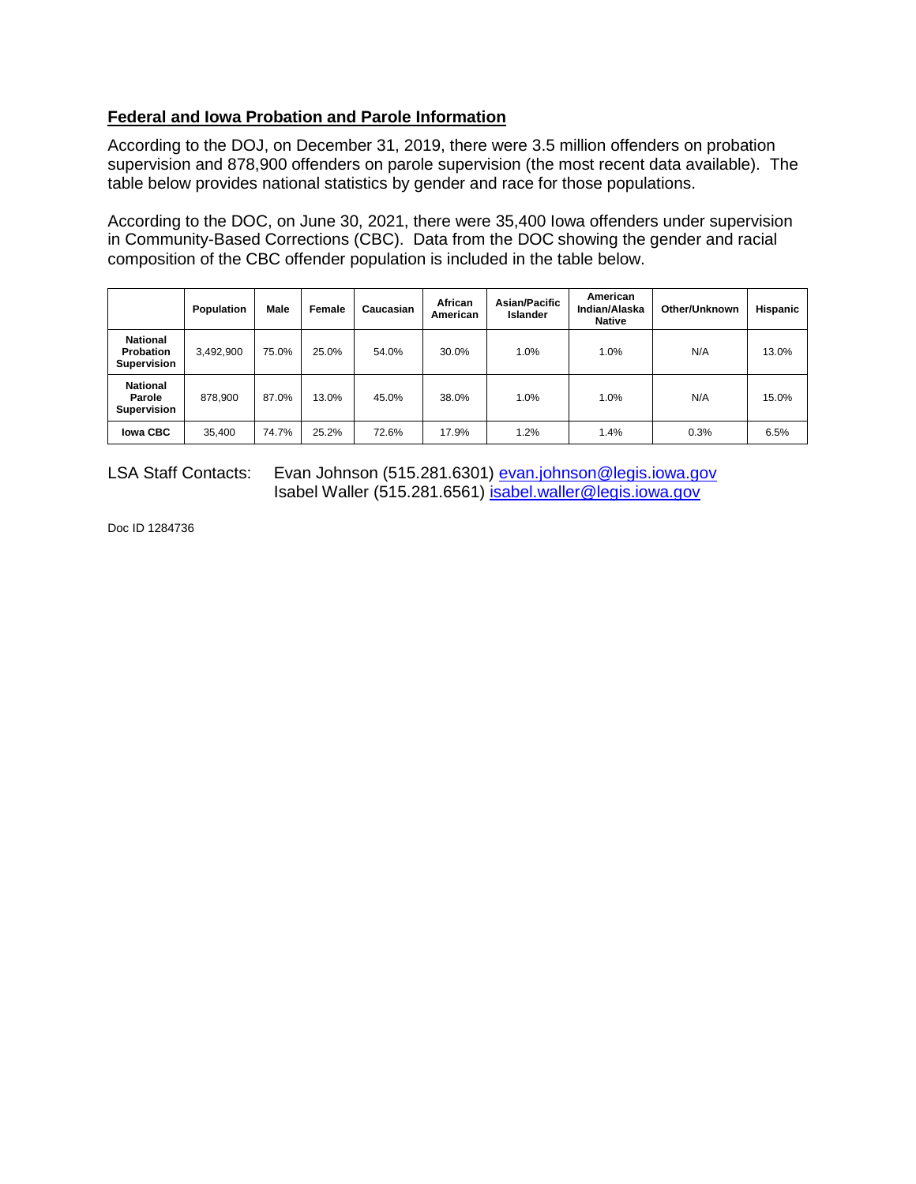## Federal and Iowa Probation and Parole Information

According to the DOJ, on December 31, 2019, there were 3.5 million offenders on probation supervision and 878,900 offenders on parole supervision (the most recent data available). The table below provides national statistics by gender and race for those populations.

According to the DOC, on June 30, 2021, there were 35,400 Iowa offenders under supervision in Community-Based Corrections (CBC). Data from the DOC showing the gender and racial composition of the CBC offender population is included in the table below.

| | Population | Male | Female | Caucasian | African American | Asian/Pacific Islander | American Indian/Alaska Native | Other/Unknown | Hispanic |
|---|---|---|---|---|---|---|---|---|---|
| **National Probation Supervision** | 3,492,900 | 75.0% | 25.0% | 54.0% | 30.0% | 1.0% | 1.0% | N/A | 13.0% |
| **National Parole Supervision** | 878,900 | 87.0% | 13.0% | 45.0% | 38.0% | 1.0% | 1.0% | N/A | 15.0% |
| **Iowa CBC** | 35,400 | 74.7% | 25.2% | 72.6% | 17.9% | 1.2% | 1.4% | 0.3% | 6.5% |

LSA Staff Contacts: Evan Johnson (515.281.6301) evan.johnson@legis.iowa.gov
Isabel Waller (515.281.6561) isabel.waller@legis.iowa.gov

Doc ID 1284736